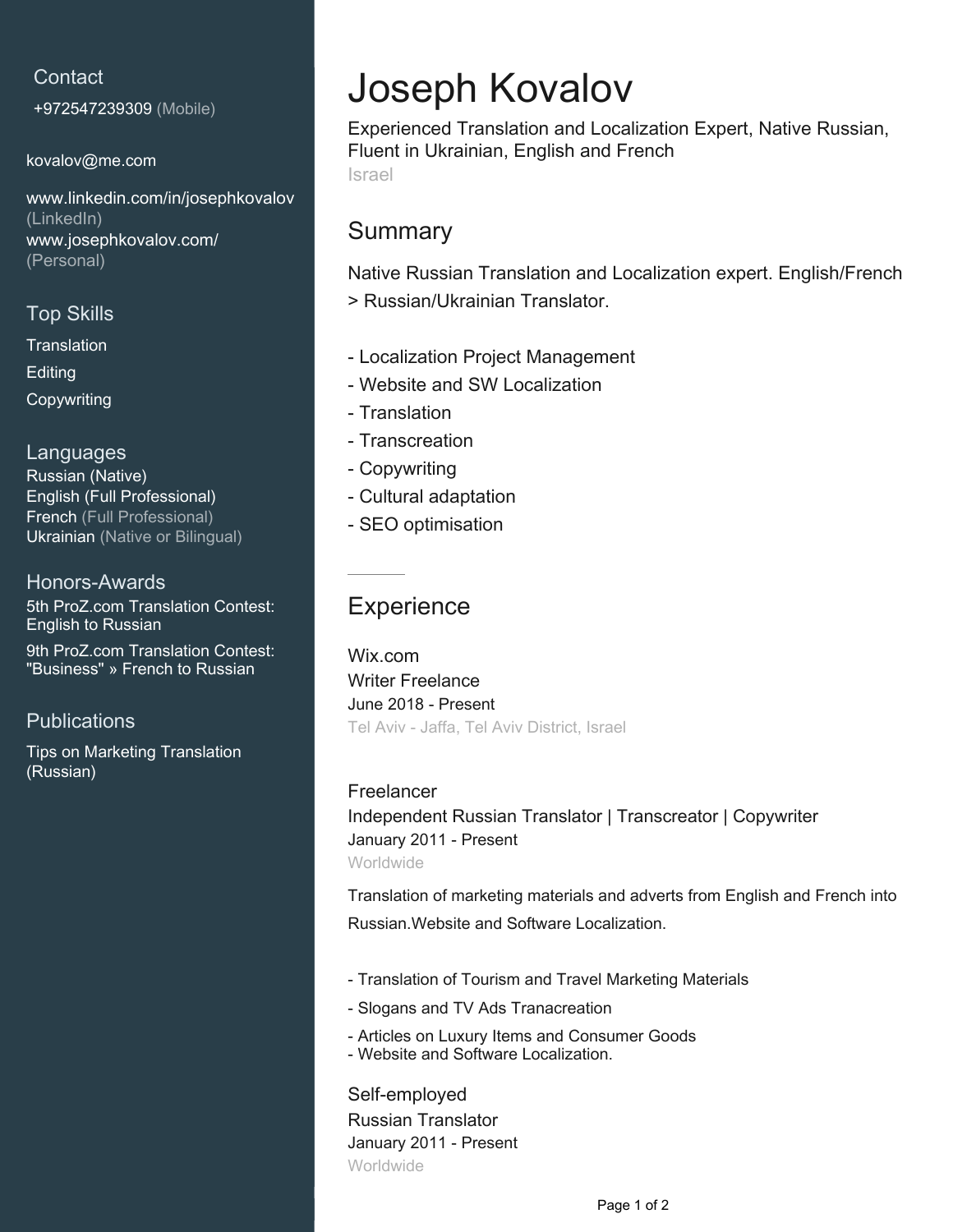## Contact

+972547239309 (Mobile)

kovalov@me.com

www.linkedin.com/in/josephkovalov (LinkedIn)
www.josephkovalov.com/ (Personal)

## Top Skills

Translation
Editing
Copywriting

## Languages

Russian (Native)
English (Full Professional)
French (Full Professional)
Ukrainian (Native or Bilingual)

## Honors-Awards

5th ProZ.com Translation Contest: English to Russian

9th ProZ.com Translation Contest: "Business" » French to Russian

## Publications

Tips on Marketing Translation (Russian)

# Joseph Kovalov

Experienced Translation and Localization Expert, Native Russian, Fluent in Ukrainian, English and French

Israel

## Summary

Native Russian Translation and Localization expert. English/French > Russian/Ukrainian Translator.

- Localization Project Management
- Website and SW Localization
- Translation
- Transcreation
- Copywriting
- Cultural adaptation
- SEO optimisation

## Experience

### Wix.com

Writer Freelance
June 2018 - Present
Tel Aviv - Jaffa, Tel Aviv District, Israel

### Freelancer

Independent Russian Translator | Transcreator | Copywriter
January 2011 - Present
Worldwide

Translation of marketing materials and adverts from English and French into Russian.Website and Software Localization.

- Translation of Tourism and Travel Marketing Materials
- Slogans and TV Ads Tranacreation
- Articles on Luxury Items and Consumer Goods
- Website and Software Localization.

### Self-employed

Russian Translator
January 2011 - Present
Worldwide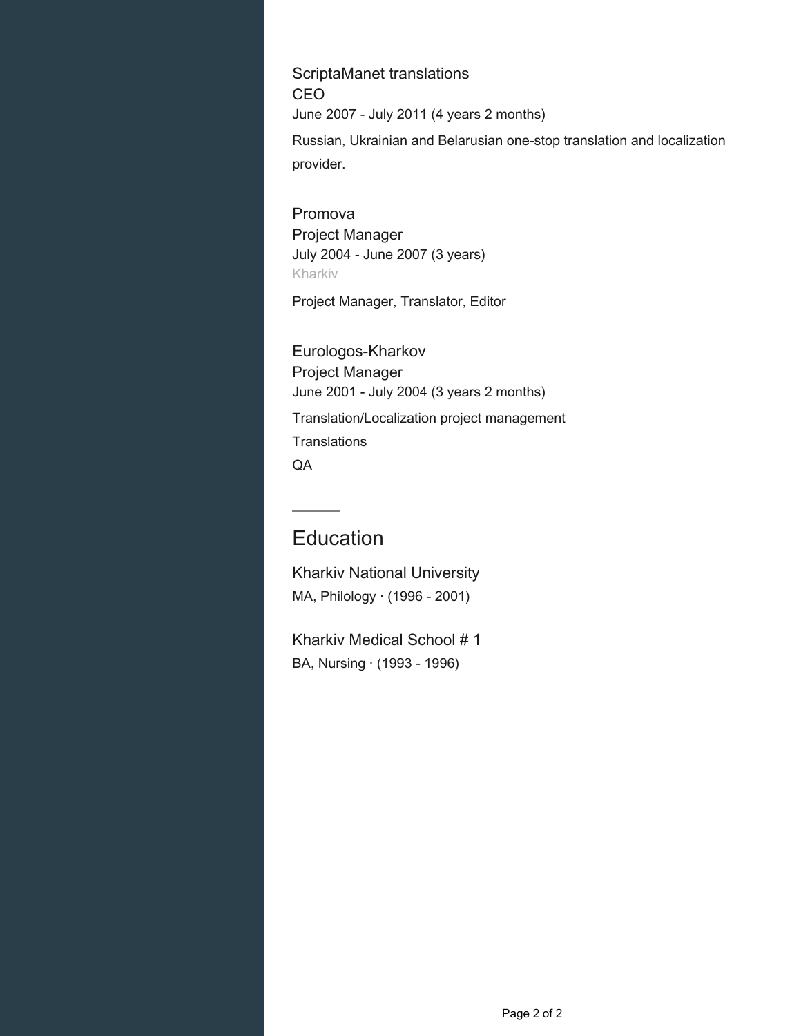ScriptaManet translations
CEO
June 2007 - July 2011 (4 years 2 months)

Russian, Ukrainian and Belarusian one-stop translation and localization provider.

Promova
Project Manager
July 2004 - June 2007 (3 years)
Kharkiv

Project Manager, Translator, Editor

Eurologos-Kharkov
Project Manager
June 2001 - July 2004 (3 years 2 months)

Translation/Localization project management

Translations

QA

## Education

Kharkiv National University
MA, Philology · (1996 - 2001)

Kharkiv Medical School # 1
BA, Nursing · (1993 - 1996)